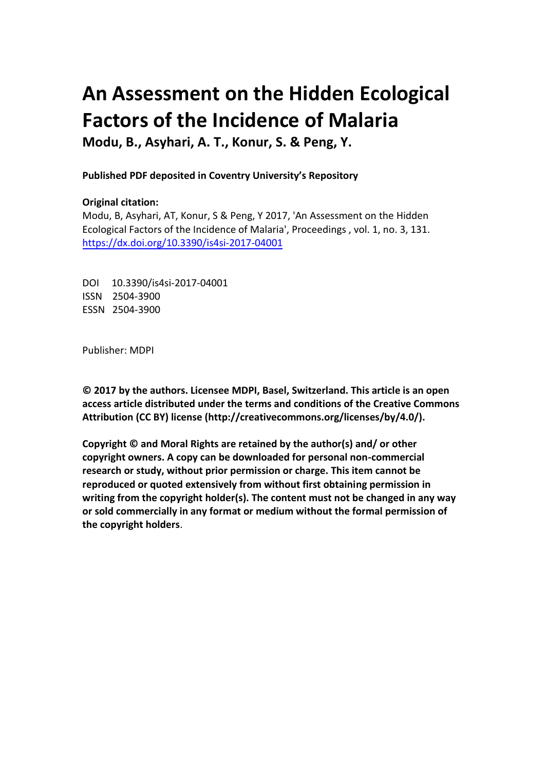# An Assessment on the Hidden Ecological Factors of the Incidence of Malaria

**Modu, B., Asyhari, A. T., Konur, S. & Peng, Y.**

**Published PDF deposited in Coventry University's Repository**

**Original citation:**

Modu, B, Asyhari, AT, Konur, S & Peng, Y 2017, 'An Assessment on the Hidden Ecological Factors of the Incidence of Malaria', Proceedings , vol. 1, no. 3, 131.
https://dx.doi.org/10.3390/is4si-2017-04001

DOI 10.3390/is4si-2017-04001
ISSN 2504-3900
ESSN 2504-3900

Publisher: MDPI

**© 2017 by the authors. Licensee MDPI, Basel, Switzerland. This article is an open access article distributed under the terms and conditions of the Creative Commons Attribution (CC BY) license (http://creativecommons.org/licenses/by/4.0/).**

**Copyright © and Moral Rights are retained by the author(s) and/ or other copyright owners. A copy can be downloaded for personal non-commercial research or study, without prior permission or charge. This item cannot be reproduced or quoted extensively from without first obtaining permission in writing from the copyright holder(s). The content must not be changed in any way or sold commercially in any format or medium without the formal permission of the copyright holders**.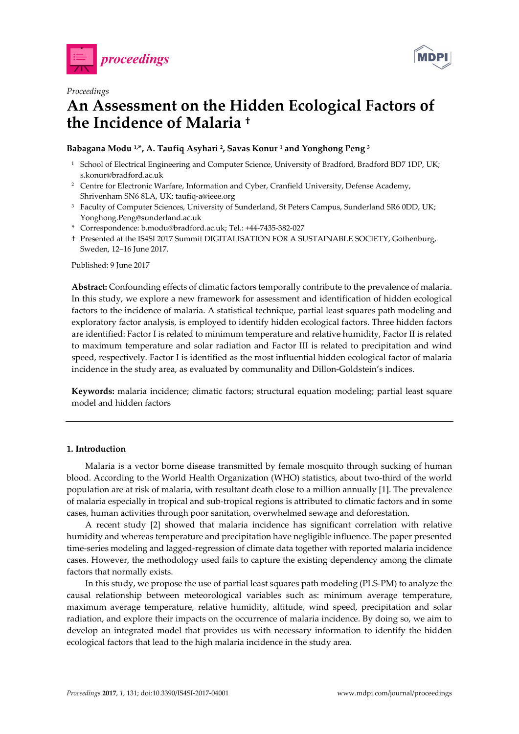Proceedings

# An Assessment on the Hidden Ecological Factors of the Incidence of Malaria †

**Babagana Modu [1,*], A. Taufiq Asyhari [2], Savas Konur [1] and Yonghong Peng [3]**

1. School of Electrical Engineering and Computer Science, University of Bradford, Bradford BD7 1DP, UK; s.konur@bradford.ac.uk
2. Centre for Electronic Warfare, Information and Cyber, Cranfield University, Defense Academy, Shrivenham SN6 8LA, UK; taufiq-a@ieee.org
3. Faculty of Computer Sciences, University of Sunderland, St Peters Campus, Sunderland SR6 0DD, UK; Yonghong.Peng@sunderland.ac.uk

\* Correspondence: b.modu@bradford.ac.uk; Tel.: +44-7435-382-027

† Presented at the IS4SI 2017 Summit DIGITALISATION FOR A SUSTAINABLE SOCIETY, Gothenburg, Sweden, 12–16 June 2017.

Published: 9 June 2017

**Abstract:** Confounding effects of climatic factors temporally contribute to the prevalence of malaria. In this study, we explore a new framework for assessment and identification of hidden ecological factors to the incidence of malaria. A statistical technique, partial least squares path modeling and exploratory factor analysis, is employed to identify hidden ecological factors. Three hidden factors are identified: Factor I is related to minimum temperature and relative humidity, Factor II is related to maximum temperature and solar radiation and Factor III is related to precipitation and wind speed, respectively. Factor I is identified as the most influential hidden ecological factor of malaria incidence in the study area, as evaluated by communality and Dillon-Goldstein's indices.

**Keywords:** malaria incidence; climatic factors; structural equation modeling; partial least square model and hidden factors

## 1. Introduction

Malaria is a vector borne disease transmitted by female mosquito through sucking of human blood. According to the World Health Organization (WHO) statistics, about two-third of the world population are at risk of malaria, with resultant death close to a million annually [1]. The prevalence of malaria especially in tropical and sub-tropical regions is attributed to climatic factors and in some cases, human activities through poor sanitation, overwhelmed sewage and deforestation.

A recent study [2] showed that malaria incidence has significant correlation with relative humidity and whereas temperature and precipitation have negligible influence. The paper presented time-series modeling and lagged-regression of climate data together with reported malaria incidence cases. However, the methodology used fails to capture the existing dependency among the climate factors that normally exists.

In this study, we propose the use of partial least squares path modeling (PLS-PM) to analyze the causal relationship between meteorological variables such as: minimum average temperature, maximum average temperature, relative humidity, altitude, wind speed, precipitation and solar radiation, and explore their impacts on the occurrence of malaria incidence. By doing so, we aim to develop an integrated model that provides us with necessary information to identify the hidden ecological factors that lead to the high malaria incidence in the study area.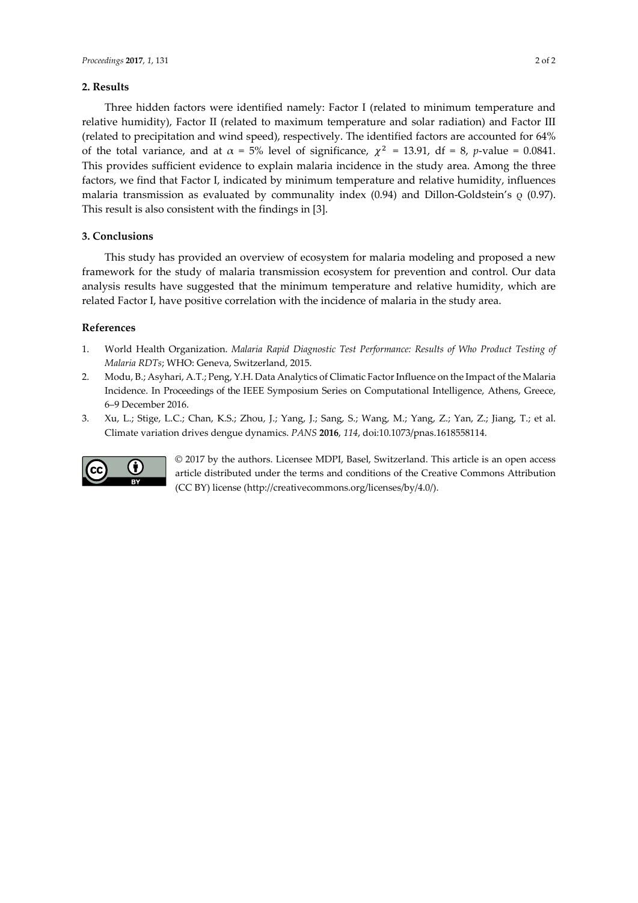## 2. Results

Three hidden factors were identified namely: Factor I (related to minimum temperature and relative humidity), Factor II (related to maximum temperature and solar radiation) and Factor III (related to precipitation and wind speed), respectively. The identified factors are accounted for 64% of the total variance, and at $\alpha$ = 5% level of significance, $\chi^2$ = 13.91, df = 8, $p$-value = 0.0841. This provides sufficient evidence to explain malaria incidence in the study area. Among the three factors, we find that Factor I, indicated by minimum temperature and relative humidity, influences malaria transmission as evaluated by communality index (0.94) and Dillon-Goldstein's ϱ (0.97). This result is also consistent with the findings in [3].

## 3. Conclusions

This study has provided an overview of ecosystem for malaria modeling and proposed a new framework for the study of malaria transmission ecosystem for prevention and control. Our data analysis results have suggested that the minimum temperature and relative humidity, which are related Factor I, have positive correlation with the incidence of malaria in the study area.

## References

1. World Health Organization. *Malaria Rapid Diagnostic Test Performance: Results of Who Product Testing of Malaria RDTs*; WHO: Geneva, Switzerland, 2015.
2. Modu, B.; Asyhari, A.T.; Peng, Y.H. Data Analytics of Climatic Factor Influence on the Impact of the Malaria Incidence. In Proceedings of the IEEE Symposium Series on Computational Intelligence, Athens, Greece, 6–9 December 2016.
3. Xu, L.; Stige, L.C.; Chan, K.S.; Zhou, J.; Yang, J.; Sang, S.; Wang, M.; Yang, Z.; Yan, Z.; Jiang, T.; et al. Climate variation drives dengue dynamics. *PANS* **2016**, *114*, doi:10.1073/pnas.1618558114.

© 2017 by the authors. Licensee MDPI, Basel, Switzerland. This article is an open access article distributed under the terms and conditions of the Creative Commons Attribution (CC BY) license (http://creativecommons.org/licenses/by/4.0/).